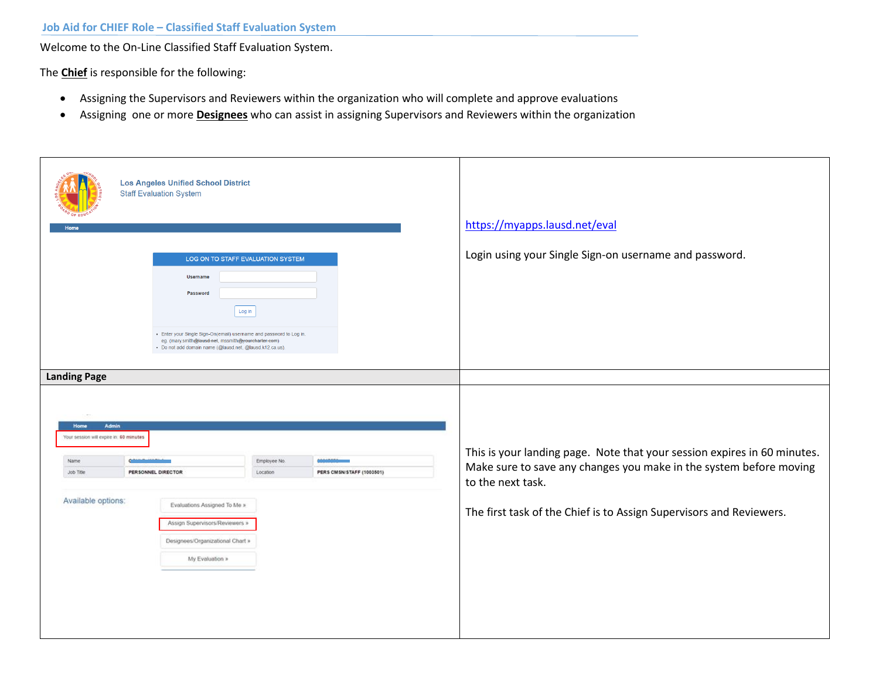## Job Aid for CHIEF Role – Classified Staff Evaluation System

Welcome to the On-Line Classified Staff Evaluation System.

The **Chief** is responsible for the following:

- Assigning the Supervisors and Reviewers within the organization who will complete and approve evaluations
- Assigning one or more **Designees** who can assist in assigning Supervisors and Reviewers within the organization

| | |
|---|---|
| Los Angeles Unified School District<br>Staff Evaluation System<br>Home<br>LOG ON TO STAFF EVALUATION SYSTEM<br>Username<br>Password<br>Log in<br>• Enter your Single Sign-On(email) username and password to Log in. eg. (mary.smith@lausd.net, mssmith@yourcharter.com)<br>• Do not add domain name (@lausd.net, @lausd.k12.ca.us) | https://myapps.lausd.net/eval<br><br>Login using your Single Sign-on username and password. |
| **Landing Page** | |
| Home Admin<br>Your session will expire in: 60 minutes<br>Name / Employee No.<br>Job Title: PERSONNEL DIRECTOR / Location: PERS CMSN/STAFF (1003501)<br>Available options:<br>Evaluations Assigned To Me »<br>Assign Supervisors/Reviewers »<br>Designees/Organizational Chart »<br>My Evaluation » | This is your landing page. Note that your session expires in 60 minutes. Make sure to save any changes you make in the system before moving to the next task.<br><br>The first task of the Chief is to Assign Supervisors and Reviewers. |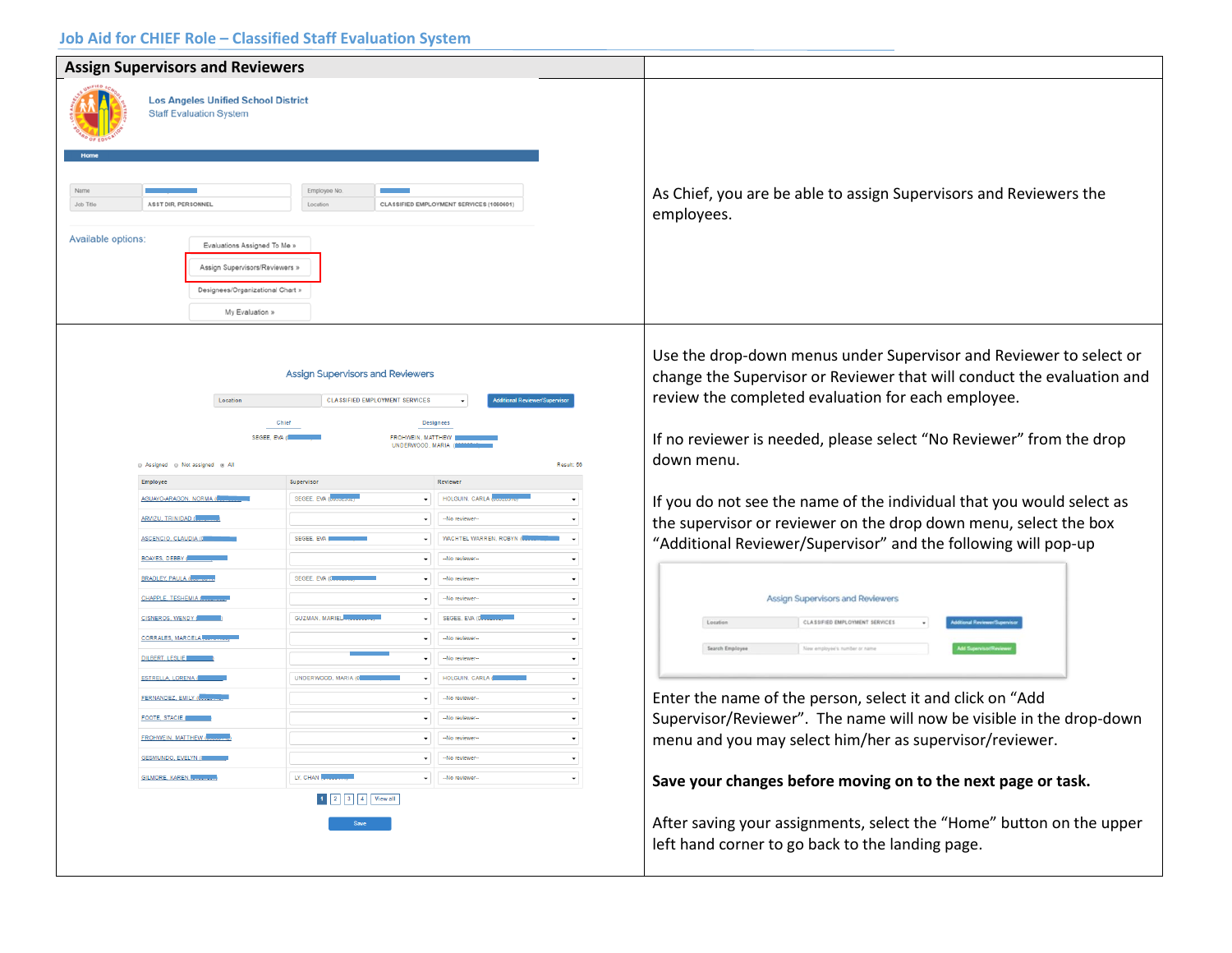## Job Aid for CHIEF Role – Classified Staff Evaluation System

| Assign Supervisors and Reviewers | |
|---|---|
| | As Chief, you are be able to assign Supervisors and Reviewers the employees. |
| | Use the drop-down menus under Supervisor and Reviewer to select or change the Supervisor or Reviewer that will conduct the evaluation and review the completed evaluation for each employee.<br><br>If no reviewer is needed, please select "No Reviewer" from the drop down menu.<br><br>If you do not see the name of the individual that you would select as the supervisor or reviewer on the drop down menu, select the box "Additional Reviewer/Supervisor" and the following will pop-up<br><br>Enter the name of the person, select it and click on "Add Supervisor/Reviewer". The name will now be visible in the drop-down menu and you may select him/her as supervisor/reviewer.<br><br>**Save your changes before moving on to the next page or task.**<br><br>After saving your assignments, select the "Home" button on the upper left hand corner to go back to the landing page. |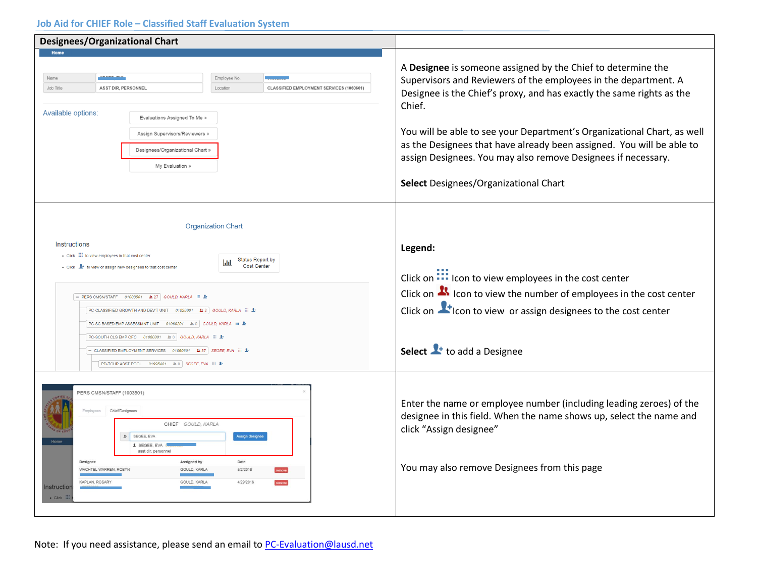## Job Aid for CHIEF Role – Classified Staff Evaluation System

| Designees/Organizational Chart | |
|---|---|
| Home<br><br>Name \| Job Title: ASST DIR, PERSONNEL<br>Employee No \| Location: CLASSIFIED EMPLOYMENT SERVICES (1060601)<br><br>Available options:<br>Evaluations Assigned To Me »<br>Assign Supervisors/Reviewers »<br>Designees/Organizational Chart »<br>My Evaluation » | A **Designee** is someone assigned by the Chief to determine the Supervisors and Reviewers of the employees in the department. A Designee is the Chief's proxy, and has exactly the same rights as the Chief.<br><br>You will be able to see your Department's Organizational Chart, as well as the Designees that have already been assigned. You will be able to assign Designees. You may also remove Designees if necessary.<br><br>**Select** Designees/Organizational Chart |
| Organization Chart<br><br>Instructions<br>• Click to view employees in that cost center<br>• Click to view or assign new designees to that cost center<br><br>Status Report by Cost Center<br><br>PERS CMSN/STAFF 01003501 27 GOULD, KARLA<br>PC-CLASSIFIED GROWTH AND DEV'T UNIT 01029001 2 GOULD, KARLA<br>PC-SC BASED EMP ASSESSMNT UNIT 01060201 0 GOULD, KARLA<br>PC-SOUTH CLS EMP OFC 01060301 0 GOULD, KARLA<br>CLASSIFIED EMPLOYMENT SERVICES 01060601 57 SEGEE, EVA<br>PD-TCHR ASST POOL 01995401 0 SEGEE, EVA | **Legend:**<br><br>Click on Icon to view employees in the cost center<br>Click on Icon to view the number of employees in the cost center<br>Click on Icon to view or assign designees to the cost center<br><br>**Select** to add a Designee |
| PERS CMSN/STAFF (1003501)<br><br>Employees \| Chief/Designees<br><br>CHIEF GOULD, KARLA<br>SEGEE, EVA — Assign designee<br>SEGEE, EVA — asst dir, personnel<br><br>Designee \| Assigned by \| Date<br>WACHTEL WARREN, ROBYN \| GOULD, KARLA \| 5/2/2016 \| remove<br>KAPLAN, ROSARY \| GOULD, KARLA \| 4/29/2016 \| remove | Enter the name or employee number (including leading zeroes) of the designee in this field. When the name shows up, select the name and click "Assign designee"<br><br>You may also remove Designees from this page |

Note: If you need assistance, please send an email to PC-Evaluation@lausd.net